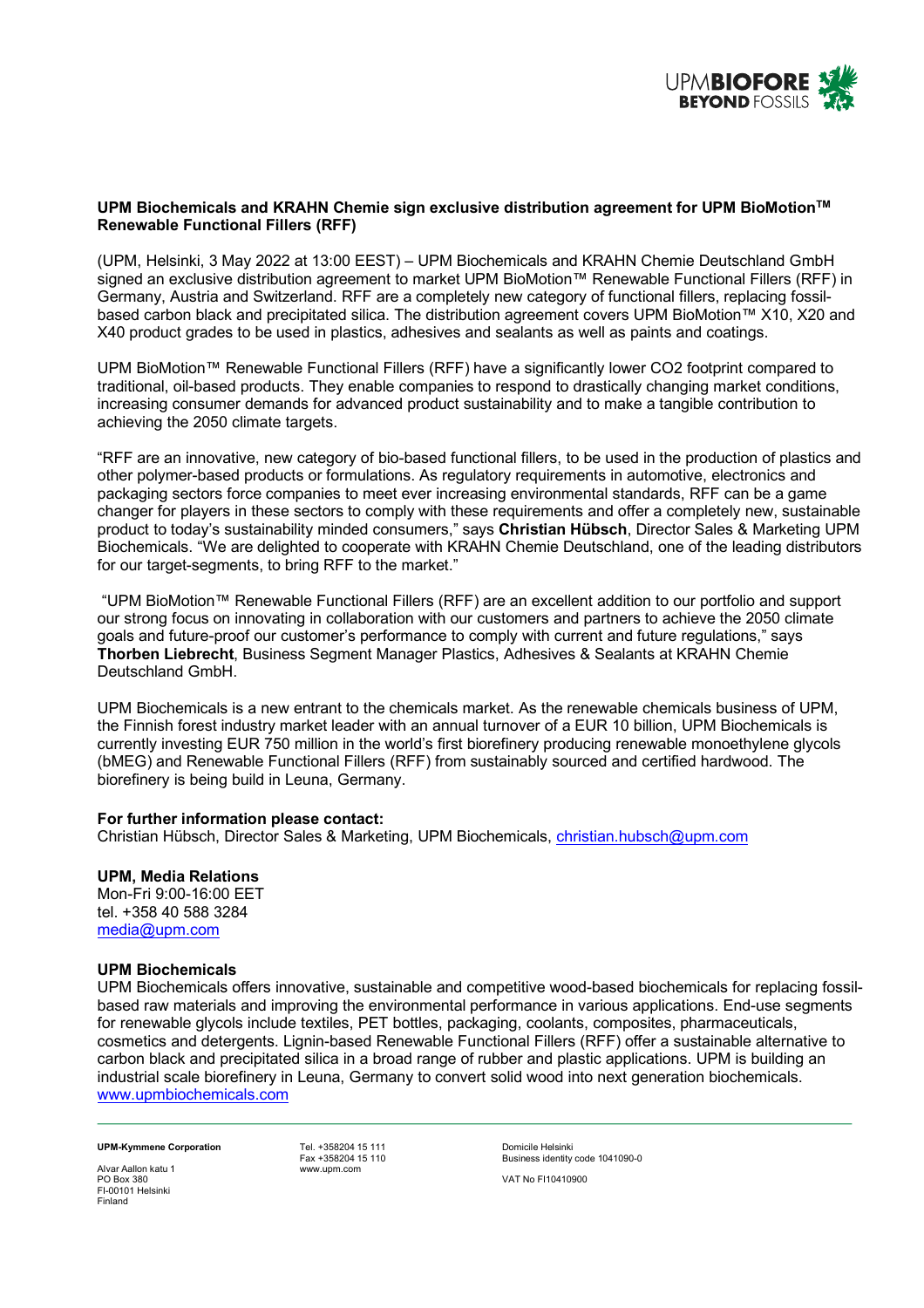**UPM Biochemicals and KRAHN Chemie sign exclusive distribution agreement for UPM BioMotion™ Renewable Functional Fillers (RFF)**

(UPM, Helsinki, 3 May 2022 at 13:00 EEST) – UPM Biochemicals and KRAHN Chemie Deutschland GmbH signed an exclusive distribution agreement to market UPM BioMotion™ Renewable Functional Fillers (RFF) in Germany, Austria and Switzerland. RFF are a completely new category of functional fillers, replacing fossil-based carbon black and precipitated silica. The distribution agreement covers UPM BioMotion™ X10, X20 and X40 product grades to be used in plastics, adhesives and sealants as well as paints and coatings.

UPM BioMotion™ Renewable Functional Fillers (RFF) have a significantly lower CO2 footprint compared to traditional, oil-based products. They enable companies to respond to drastically changing market conditions, increasing consumer demands for advanced product sustainability and to make a tangible contribution to achieving the 2050 climate targets.

"RFF are an innovative, new category of bio-based functional fillers, to be used in the production of plastics and other polymer-based products or formulations. As regulatory requirements in automotive, electronics and packaging sectors force companies to meet ever increasing environmental standards, RFF can be a game changer for players in these sectors to comply with these requirements and offer a completely new, sustainable product to today's sustainability minded consumers," says **Christian Hübsch**, Director Sales & Marketing UPM Biochemicals. "We are delighted to cooperate with KRAHN Chemie Deutschland, one of the leading distributors for our target-segments, to bring RFF to the market."

"UPM BioMotion™ Renewable Functional Fillers (RFF) are an excellent addition to our portfolio and support our strong focus on innovating in collaboration with our customers and partners to achieve the 2050 climate goals and future-proof our customer's performance to comply with current and future regulations," says **Thorben Liebrecht**, Business Segment Manager Plastics, Adhesives & Sealants at KRAHN Chemie Deutschland GmbH.

UPM Biochemicals is a new entrant to the chemicals market. As the renewable chemicals business of UPM, the Finnish forest industry market leader with an annual turnover of a EUR 10 billion, UPM Biochemicals is currently investing EUR 750 million in the world's first biorefinery producing renewable monoethylene glycols (bMEG) and Renewable Functional Fillers (RFF) from sustainably sourced and certified hardwood. The biorefinery is being build in Leuna, Germany.

**For further information please contact:**
Christian Hübsch, Director Sales & Marketing, UPM Biochemicals, christian.hubsch@upm.com

**UPM, Media Relations**
Mon-Fri 9:00-16:00 EET
tel. +358 40 588 3284
media@upm.com

**UPM Biochemicals**
UPM Biochemicals offers innovative, sustainable and competitive wood-based biochemicals for replacing fossil-based raw materials and improving the environmental performance in various applications. End-use segments for renewable glycols include textiles, PET bottles, packaging, coolants, composites, pharmaceuticals, cosmetics and detergents. Lignin-based Renewable Functional Fillers (RFF) offer a sustainable alternative to carbon black and precipitated silica in a broad range of rubber and plastic applications. UPM is building an industrial scale biorefinery in Leuna, Germany to convert solid wood into next generation biochemicals.
www.upmbiochemicals.com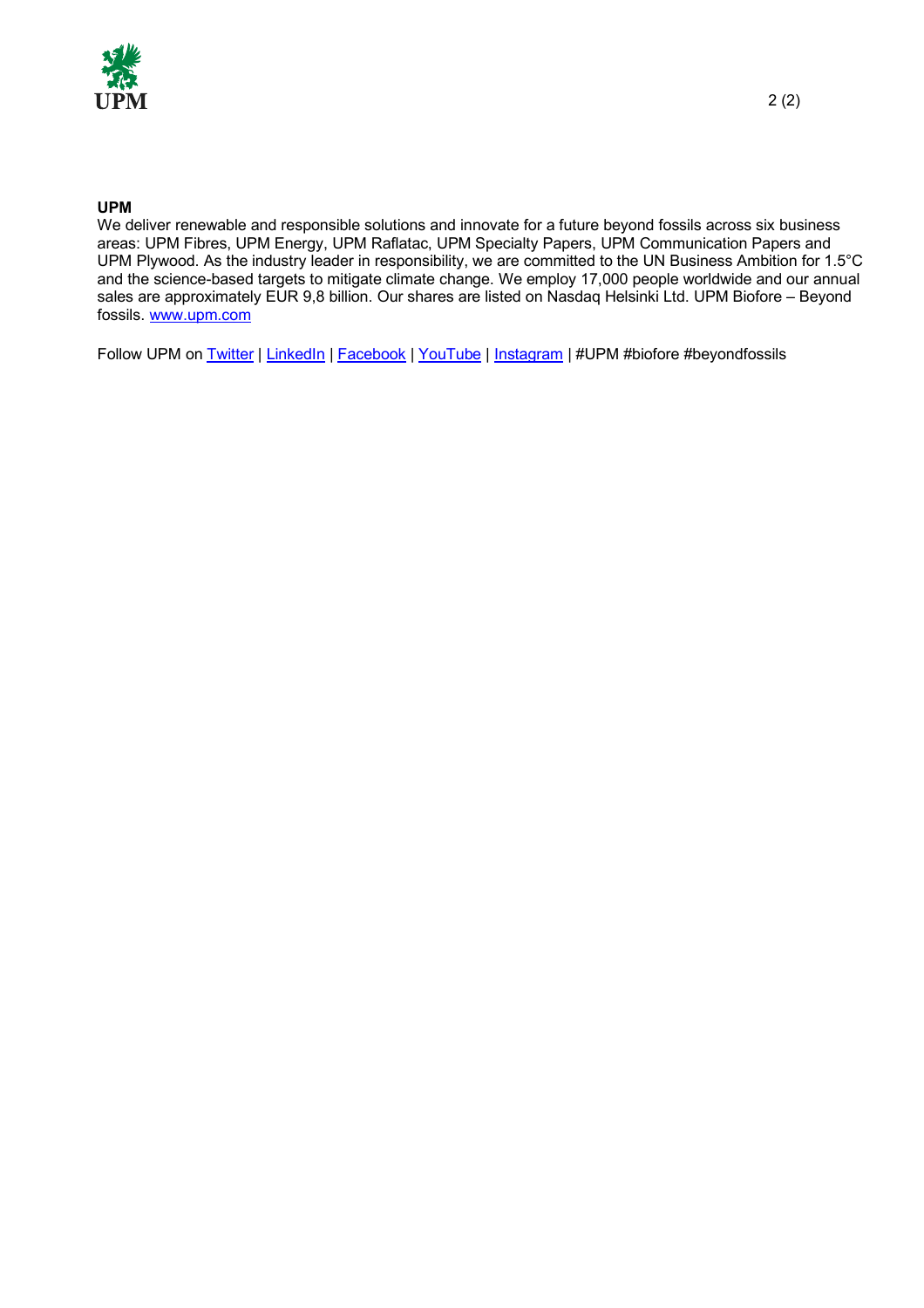**UPM**

We deliver renewable and responsible solutions and innovate for a future beyond fossils across six business areas: UPM Fibres, UPM Energy, UPM Raflatac, UPM Specialty Papers, UPM Communication Papers and UPM Plywood. As the industry leader in responsibility, we are committed to the UN Business Ambition for 1.5°C and the science-based targets to mitigate climate change. We employ 17,000 people worldwide and our annual sales are approximately EUR 9,8 billion. Our shares are listed on Nasdaq Helsinki Ltd. UPM Biofore – Beyond fossils. www.upm.com

Follow UPM on Twitter | LinkedIn | Facebook | YouTube | Instagram | #UPM #biofore #beyondfossils